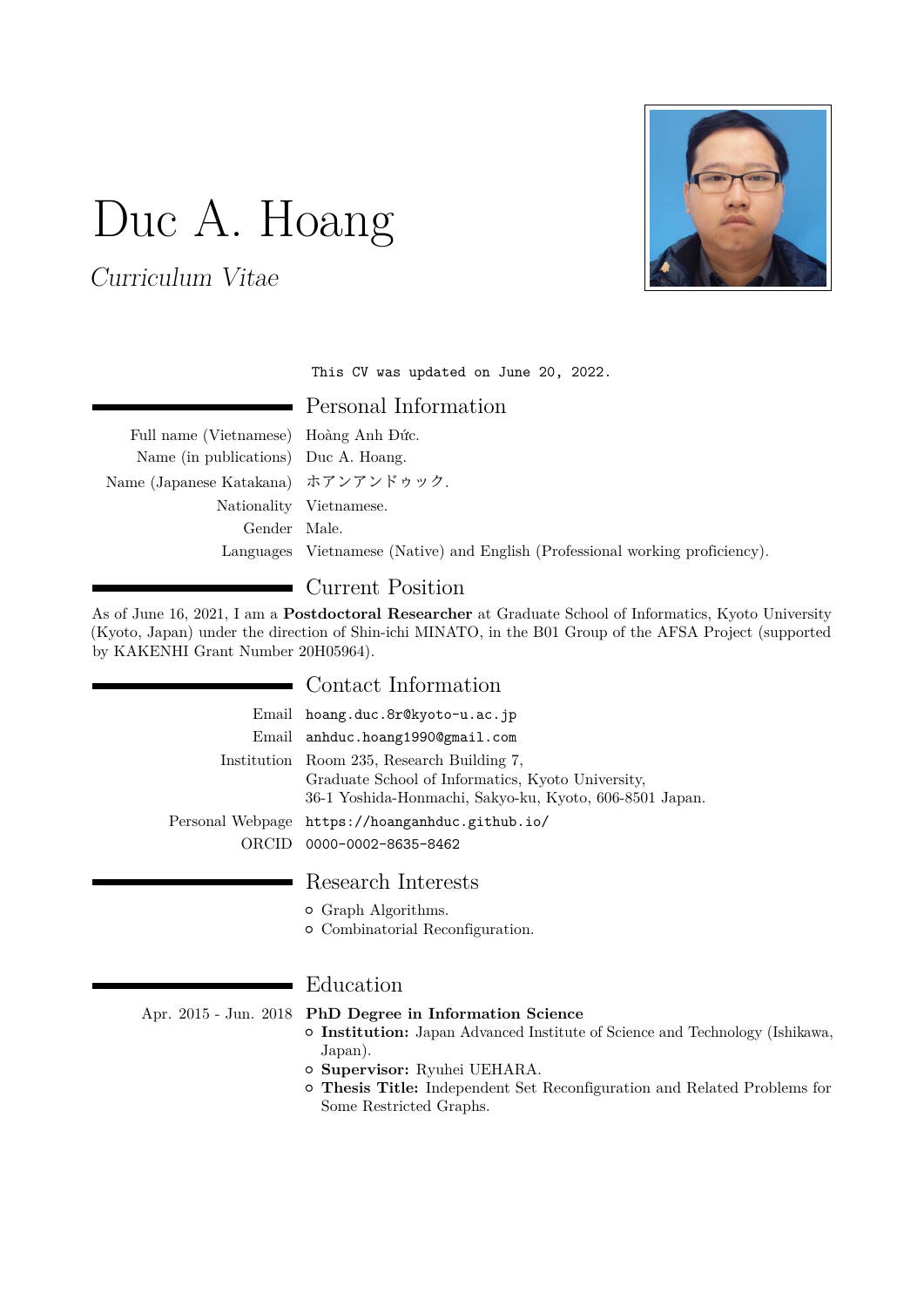# Duc A. Hoang

*Curriculum Vitae*

`This CV was updated on June 20, 2022.`

## Personal Information

| | |
|---|---|
| Full name (Vietnamese) | Hoàng Anh Đức. |
| Name (in publications) | Duc A. Hoang. |
| Name (Japanese Katakana) | ホアンアンドゥック. |
| Nationality | Vietnamese. |
| Gender | Male. |
| Languages | Vietnamese (Native) and English (Professional working proficiency). |

## Current Position

As of June 16, 2021, I am a **Postdoctoral Researcher** at Graduate School of Informatics, Kyoto University (Kyoto, Japan) under the direction of Shin-ichi MINATO, in the B01 Group of the AFSA Project (supported by KAKENHI Grant Number 20H05964).

## Contact Information

| | |
|---|---|
| Email | `hoang.duc.8r@kyoto-u.ac.jp` |
| Email | `anhduc.hoang1990@gmail.com` |
| Institution | Room 235, Research Building 7, Graduate School of Informatics, Kyoto University, 36-1 Yoshida-Honmachi, Sakyo-ku, Kyoto, 606-8501 Japan. |
| Personal Webpage | `https://hoanganhduc.github.io/` |
| ORCID | `0000-0002-8635-8462` |

## Research Interests

- Graph Algorithms.
- Combinatorial Reconfiguration.

## Education

Apr. 2015 - Jun. 2018 **PhD Degree in Information Science**

- **Institution:** Japan Advanced Institute of Science and Technology (Ishikawa, Japan).
- **Supervisor:** Ryuhei UEHARA.
- **Thesis Title:** Independent Set Reconfiguration and Related Problems for Some Restricted Graphs.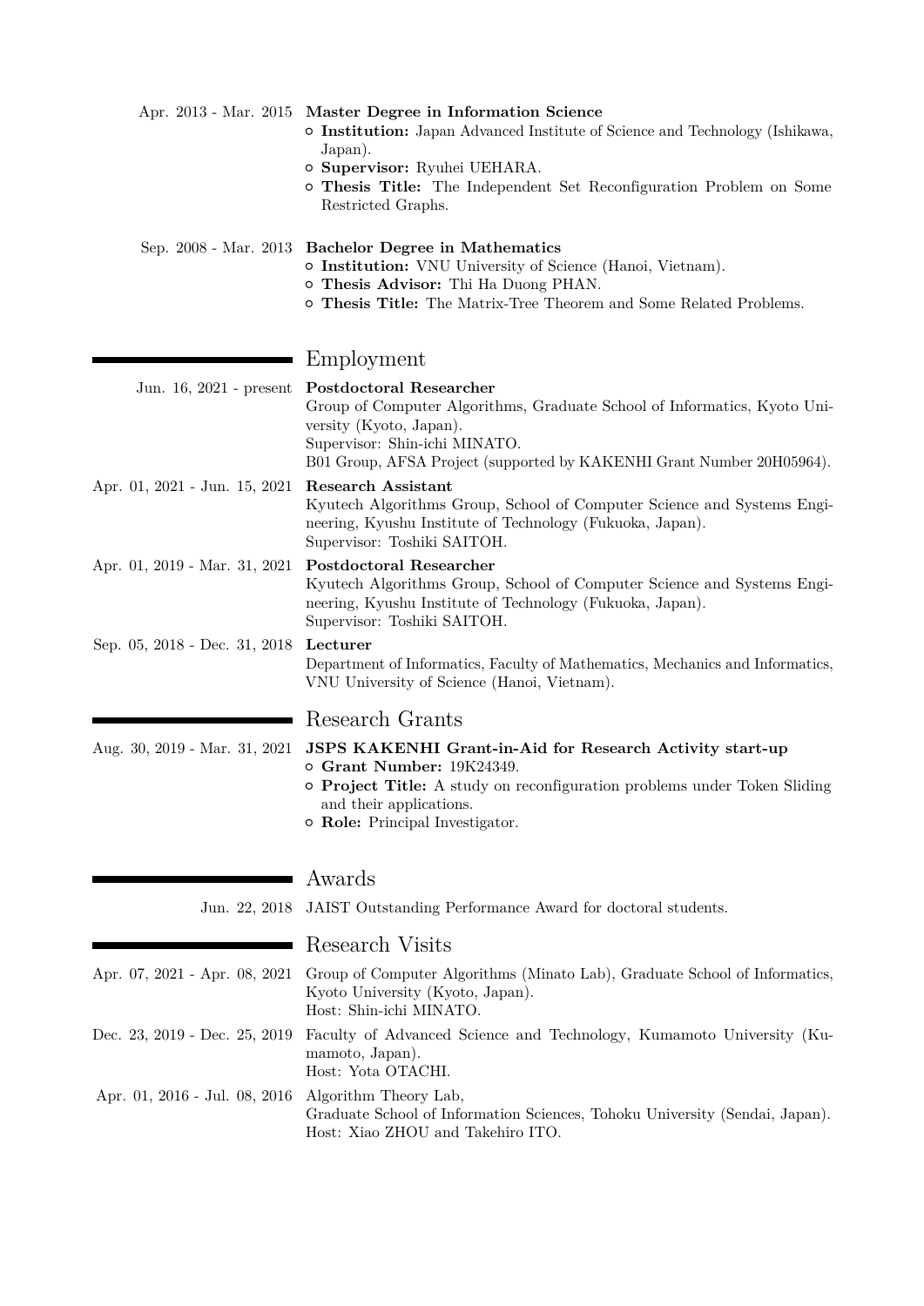**Apr. 2013 - Mar. 2015** **Master Degree in Information Science**
- **Institution:** Japan Advanced Institute of Science and Technology (Ishikawa, Japan).
- **Supervisor:** Ryuhei UEHARA.
- **Thesis Title:** The Independent Set Reconfiguration Problem on Some Restricted Graphs.

**Sep. 2008 - Mar. 2013** **Bachelor Degree in Mathematics**
- **Institution:** VNU University of Science (Hanoi, Vietnam).
- **Thesis Advisor:** Thi Ha Duong PHAN.
- **Thesis Title:** The Matrix-Tree Theorem and Some Related Problems.

## Employment

**Jun. 16, 2021 - present** **Postdoctoral Researcher**
Group of Computer Algorithms, Graduate School of Informatics, Kyoto University (Kyoto, Japan).
Supervisor: Shin-ichi MINATO.
B01 Group, AFSA Project (supported by KAKENHI Grant Number 20H05964).

**Apr. 01, 2021 - Jun. 15, 2021** **Research Assistant**
Kyutech Algorithms Group, School of Computer Science and Systems Engineering, Kyushu Institute of Technology (Fukuoka, Japan).
Supervisor: Toshiki SAITOH.

**Apr. 01, 2019 - Mar. 31, 2021** **Postdoctoral Researcher**
Kyutech Algorithms Group, School of Computer Science and Systems Engineering, Kyushu Institute of Technology (Fukuoka, Japan).
Supervisor: Toshiki SAITOH.

**Sep. 05, 2018 - Dec. 31, 2018** **Lecturer**
Department of Informatics, Faculty of Mathematics, Mechanics and Informatics, VNU University of Science (Hanoi, Vietnam).

## Research Grants

**Aug. 30, 2019 - Mar. 31, 2021** **JSPS KAKENHI Grant-in-Aid for Research Activity start-up**
- **Grant Number:** 19K24349.
- **Project Title:** A study on reconfiguration problems under Token Sliding and their applications.
- **Role:** Principal Investigator.

## Awards

**Jun. 22, 2018** JAIST Outstanding Performance Award for doctoral students.

## Research Visits

**Apr. 07, 2021 - Apr. 08, 2021** Group of Computer Algorithms (Minato Lab), Graduate School of Informatics, Kyoto University (Kyoto, Japan).
Host: Shin-ichi MINATO.

**Dec. 23, 2019 - Dec. 25, 2019** Faculty of Advanced Science and Technology, Kumamoto University (Kumamoto, Japan).
Host: Yota OTACHI.

**Apr. 01, 2016 - Jul. 08, 2016** Algorithm Theory Lab,
Graduate School of Information Sciences, Tohoku University (Sendai, Japan).
Host: Xiao ZHOU and Takehiro ITO.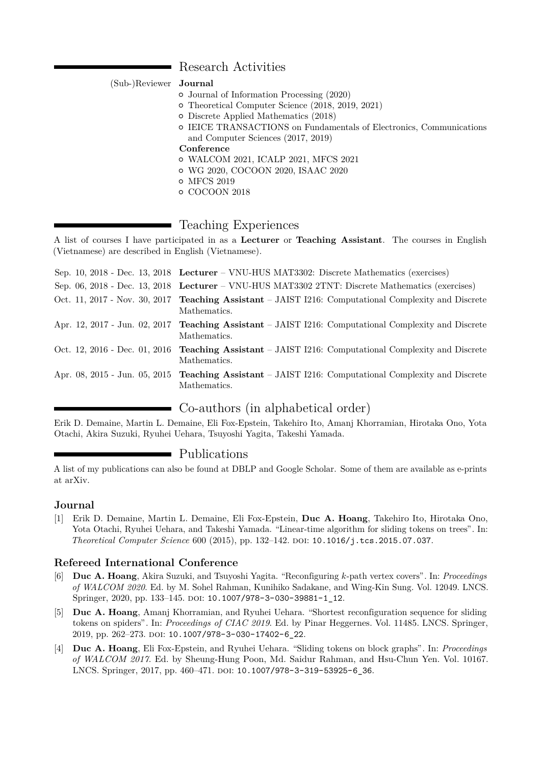## Research Activities

**(Sub-)Reviewer**

**Journal**

- Journal of Information Processing (2020)
- Theoretical Computer Science (2018, 2019, 2021)
- Discrete Applied Mathematics (2018)
- IEICE TRANSACTIONS on Fundamentals of Electronics, Communications and Computer Sciences (2017, 2019)

**Conference**

- WALCOM 2021, ICALP 2021, MFCS 2021
- WG 2020, COCOON 2020, ISAAC 2020
- MFCS 2019
- COCOON 2018

## Teaching Experiences

A list of courses I have participated in as a **Lecturer** or **Teaching Assistant**. The courses in English (Vietnamese) are described in English (Vietnamese).

| | |
|---|---|
| Sep. 10, 2018 - Dec. 13, 2018 | **Lecturer** – VNU-HUS MAT3302: Discrete Mathematics (exercises) |
| Sep. 06, 2018 - Dec. 13, 2018 | **Lecturer** – VNU-HUS MAT3302 2TNT: Discrete Mathematics (exercises) |
| Oct. 11, 2017 - Nov. 30, 2017 | **Teaching Assistant** – JAIST I216: Computational Complexity and Discrete Mathematics. |
| Apr. 12, 2017 - Jun. 02, 2017 | **Teaching Assistant** – JAIST I216: Computational Complexity and Discrete Mathematics. |
| Oct. 12, 2016 - Dec. 01, 2016 | **Teaching Assistant** – JAIST I216: Computational Complexity and Discrete Mathematics. |
| Apr. 08, 2015 - Jun. 05, 2015 | **Teaching Assistant** – JAIST I216: Computational Complexity and Discrete Mathematics. |

## Co-authors (in alphabetical order)

Erik D. Demaine, Martin L. Demaine, Eli Fox-Epstein, Takehiro Ito, Amanj Khorramian, Hirotaka Ono, Yota Otachi, Akira Suzuki, Ryuhei Uehara, Tsuyoshi Yagita, Takeshi Yamada.

## Publications

A list of my publications can also be found at DBLP and Google Scholar. Some of them are available as e-prints at arXiv.

### Journal

[1] Erik D. Demaine, Martin L. Demaine, Eli Fox-Epstein, **Duc A. Hoang**, Takehiro Ito, Hirotaka Ono, Yota Otachi, Ryuhei Uehara, and Takeshi Yamada. "Linear-time algorithm for sliding tokens on trees". In: *Theoretical Computer Science* 600 (2015), pp. 132–142. DOI: `10.1016/j.tcs.2015.07.037`.

### Refereed International Conference

[6] **Duc A. Hoang**, Akira Suzuki, and Tsuyoshi Yagita. "Reconfiguring $k$-path vertex covers". In: *Proceedings of WALCOM 2020*. Ed. by M. Sohel Rahman, Kunihiko Sadakane, and Wing-Kin Sung. Vol. 12049. LNCS. Springer, 2020, pp. 133–145. DOI: `10.1007/978-3-030-39881-1_12`.

[5] **Duc A. Hoang**, Amanj Khorramian, and Ryuhei Uehara. "Shortest reconfiguration sequence for sliding tokens on spiders". In: *Proceedings of CIAC 2019*. Ed. by Pinar Heggernes. Vol. 11485. LNCS. Springer, 2019, pp. 262–273. DOI: `10.1007/978-3-030-17402-6_22`.

[4] **Duc A. Hoang**, Eli Fox-Epstein, and Ryuhei Uehara. "Sliding tokens on block graphs". In: *Proceedings of WALCOM 2017*. Ed. by Sheung-Hung Poon, Md. Saidur Rahman, and Hsu-Chun Yen. Vol. 10167. LNCS. Springer, 2017, pp. 460–471. DOI: `10.1007/978-3-319-53925-6_36`.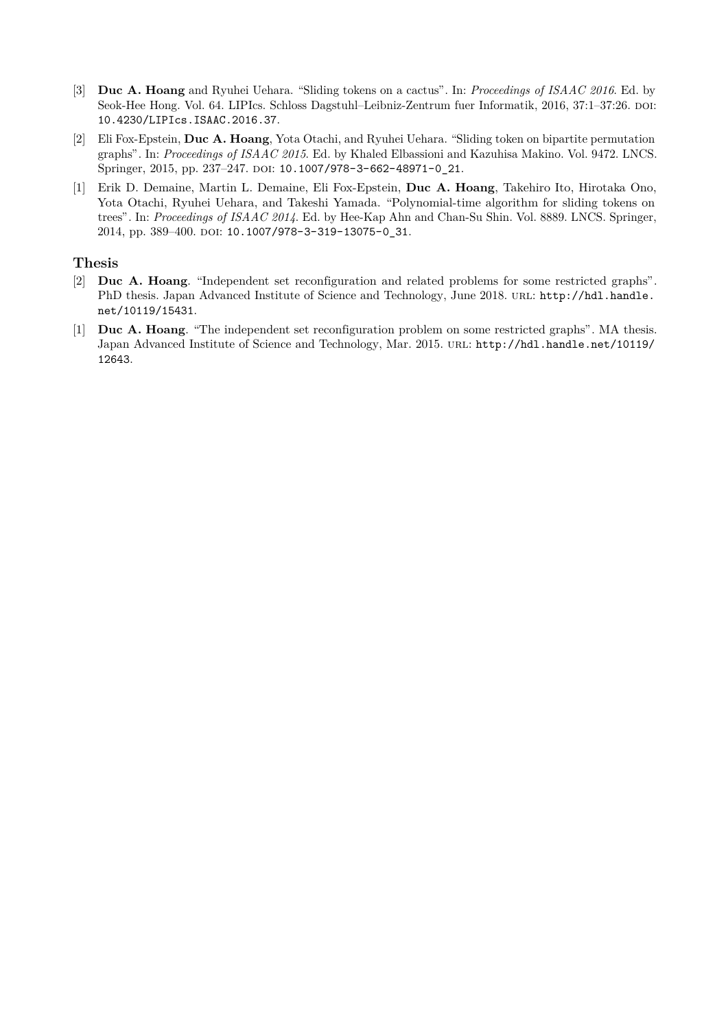[3] **Duc A. Hoang** and Ryuhei Uehara. “Sliding tokens on a cactus”. In: *Proceedings of ISAAC 2016*. Ed. by Seok-Hee Hong. Vol. 64. LIPIcs. Schloss Dagstuhl–Leibniz-Zentrum fuer Informatik, 2016, 37:1–37:26. DOI: 10.4230/LIPIcs.ISAAC.2016.37.

[2] Eli Fox-Epstein, **Duc A. Hoang**, Yota Otachi, and Ryuhei Uehara. “Sliding token on bipartite permutation graphs”. In: *Proceedings of ISAAC 2015*. Ed. by Khaled Elbassioni and Kazuhisa Makino. Vol. 9472. LNCS. Springer, 2015, pp. 237–247. DOI: 10.1007/978-3-662-48971-0_21.

[1] Erik D. Demaine, Martin L. Demaine, Eli Fox-Epstein, **Duc A. Hoang**, Takehiro Ito, Hirotaka Ono, Yota Otachi, Ryuhei Uehara, and Takeshi Yamada. “Polynomial-time algorithm for sliding tokens on trees”. In: *Proceedings of ISAAC 2014*. Ed. by Hee-Kap Ahn and Chan-Su Shin. Vol. 8889. LNCS. Springer, 2014, pp. 389–400. DOI: 10.1007/978-3-319-13075-0_31.

## Thesis

[2] **Duc A. Hoang**. “Independent set reconfiguration and related problems for some restricted graphs”. PhD thesis. Japan Advanced Institute of Science and Technology, June 2018. URL: http://hdl.handle.net/10119/15431.

[1] **Duc A. Hoang**. “The independent set reconfiguration problem on some restricted graphs”. MA thesis. Japan Advanced Institute of Science and Technology, Mar. 2015. URL: http://hdl.handle.net/10119/12643.